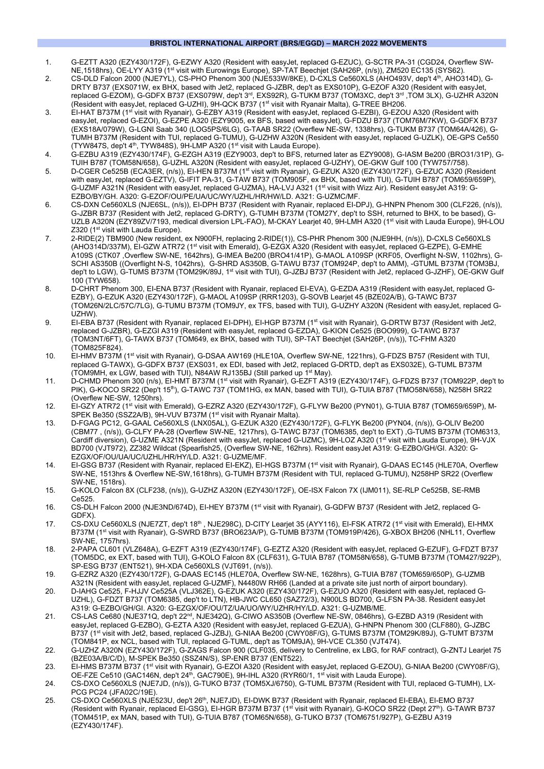# BRISTOL INTERNATIONAL AIRPORT (BRS/EGGD) – MARCH 2022 MOVEMENTS

1. G-EZTT A320 (EZY430/172F), G-EZWY A320 (Resident with easyJet, replaced G-EZUC), G-SCTR PA-31 (CGD24, Overflew SW-NE,1518hrs), OE-LYY A319 (1st visit with Eurowings Europe), SP-TAT Beechjet (SAH26P, (n/s)), ZM520 EC135 (SYS62).
2. CS-DLD Falcon 2000 (NJE7YL), CS-PHO Phenom 300 (NJE533W/8KE), D-CXLS Ce560XLS (AHO493V, dep't 4th, AHO314D), G-DRTY B737 (EXS071W, ex BHX, based with Jet2, replaced G-JZBR, dep't as EXS010P), G-EZOF A320 (Resident with easyJet, replaced G-EZOM), G-GDFX B737 (EXS079W, dep't 3rd, EXS92R), G-TUKM B737 (TOM3XC, dep't 3rd ,TOM 3LX), G-UZHR A320N (Resident with easyJet, replaced G-UZHI), 9H-QCK B737 (1st visit with Ryanair Malta), G-TREE BH206.
3. EI-HAT B737M (1st visit with Ryanair), G-EZBY A319 (Resident with easyJet, replaced G-EZBI), G-EZOU A320 (Resident with easyJet, replaced G-EZOI), G-EZPE A320 (EZY9005, ex BFS, based with easyJet), G-FDZU B737 (TOM76M/7KW), G-GDFX B737 (EXS18A/079W), G-LGNI Saab 340 (LOG5PS/6LG), G-TAAB SR22 (Overflew NE-SW, 1338hrs), G-TUKM B737 (TOM64A/426), G-TUMH B737M (Resident with TUI, replaced G-TUMU), G-UZHW A320N (Resident with easyJet, replaced G-UZLK), OE-GPS Ce550 (TYW847S, dep't 4th, TYW848S), 9H-LMP A320 (1st visit with Lauda Europe).
4. G-EZBU A319 (EZY430/174F), G-EZGH A319 (EZY9003, dep't to BFS, returned later as EZY9008), G-IASM Be200 (BRO31/31P), G-TUIH B787 (TOM58N/658), G-UZHL A320N (Resident with easyJet, replaced G-UZHY), OE-GKW Gulf 100 (TYW757/758).
5. D-CGER Ce525B (ECA3ER, (n/s)), EI-HEN B737M (1st visit with Ryanair), G-EZUK A320 (EZY430/172F), G-EZUC A320 (Resident with easyJet, replaced G-EZTV), G-IFIT PA-31, G-TAW B737 (TOM905F, ex BHX, based with TUI), G-TUIH B787 (TOM659/659P), G-UZMF A321N (Resident with easyJet, replaced G-UZMA), HA-LVJ A321 (1st visit with Wizz Air). Resident easyJet A319: G-EZBO/BY/GH. A320: G-EZOF/OU/PE/UA/UC/WY/UZHL/HR/HW/LD. A321: G-UZMC/MF.
6. CS-DXN Ce560XLS (NJE6SL, (n/s)), EI-DPH B737 (Resident with Ryanair, replaced EI-DPJ), G-HNPN Phenom 300 (CLF226, (n/s)), G-JZBR B737 (Resident with Jet2, replaced G-DRTY), G-TUMH B737M (TOM27Y, dep't to SSH, returned to BHX, to be based), G-UZLB A320N (EZY89ZV/7193, medical diversion LPL-FAO), M-CKAY Learjet 40, 9H-LMH A320 (1st visit with Lauda Europe), 9H-LOU Z320 (1st visit with Lauda Europe).
7. 2-RIDE(2) TBM900 (New resident, ex N900FH, replacing 2-RIDE(1)), CS-PHR Phenom 300 (NJE9HH, (n/s)), D-CXLS Ce560XLS (AHO314D/337M), EI-GZW ATR72 (1st visit with Emerald), G-EZGX A320 (Resident with easyJet, replaced G-EZPE), G-EMHE A109S (CTK07 ,Overflew SW-NE, 1642hrs), G-IMEA Be200 (BRO41/41P), G-MAOL A109SP (KRF05, Overflight N-SW, 1102hrs), G-SCHI AS350B ((Overflight N-S, 1042hrs), G-SHRD AS350B, G-TAWU B737 (TOM924P, dep't to AMM), -GTUML B737M (TOM3BJ, dep't to LGW), G-TUMS B737M (TOM29K/89J, 1st visit with TUI), G-JZBJ B737 (Resident with Jet2, replaced G-JZHF), OE-GKW Gulf 100 (TYW658).
8. D-CHRT Phenom 300, EI-ENA B737 (Resident with Ryanair, replaced EI-EVA), G-EZDA A319 (Resident with easyJet, replaced G-EZBY), G-EZUK A320 (EZY430/172F), G-MAOL A109SP (RRR1203), G-SOVB Learjet 45 (BZE02A/B), G-TAWC B737 (TOM26N/2LC/57C/7LG), G-TUMU B737M (TOM9JY, ex TFS, based with TUI), G-UZHY A320N (Resident with easyJet, replaced G-UZHW).
9. EI-EBA B737 (Resident with Ryanair, replaced EI-DPH), EI-HGP B737M (1st visit with Ryanair), G-DRTW B737 (Resident with Jet2, replaced G-JZBR), G-EZGI A319 (Resident with easyJet, replaced G-EZDA), G-KION Ce525 (BOO999), G-TAWC B737 (TOM3NT/6FT), G-TAWX B737 (TOM649, ex BHX, based with TUI), SP-TAT Beechjet (SAH26P, (n/s)), TC-FHM A320 (TOM825F824).
10. EI-HMV B737M (1st visit with Ryanair), G-DSAA AW169 (HLE10A, Overflew SW-NE, 1221hrs), G-FDZS B757 (Resident with TUI, replaced G-TAWX), G-GDFX B737 (EXS031, ex EDI, based with Jet2, replaced G-DRTD, dep't as EXS032E), G-TUML B737M (TOM9MH, ex LGW, based with TUI), N84AW RJ135BJ (Still parked up 1st May).
11. D-CHMD Phenom 300 (n/s), EI-HMT B737M (1st visit with Ryanair), G-EZFT A319 (EZY430/174F), G-FDZS B737 (TOM922P, dep't to PIK), G-KOCO SR22 (Dep't 15th), G-TAWC 737 (TOM1HG, ex MAN, based with TUI), G-TUIA B787 (TMO58N/658), N258H SR22 (Overflew NE-SW, 1250hrs).
12. EI-GZY ATR72 (1st visit with Emerald), G-EZRZ A320 (EZY430/172F), G-FLYW Be200 (PYN01), G-TUIA B787 (TOM659/659P), M-SPEK Be350 (SSZ2A/B), 9H-VUV B737M (1st visit with Ryanair Malta).
13. D-FGAG PC12, G-GAAL Ce560XLS (LNX05AL), G-EZUK A320 (EZY430/172F), G-FLYK Be200 (PYN04, (n/s)), G-OLIV Be200 (CBM77 , (n/s)), G-CLFY PA-28 (Overflew SW-NE, 1217hrs), G-TAWC B737 (TOM6385, dep't to EXT) ,G-TUMS B737M (TOM6313, Cardiff diversion), G-UZME A321N (Resident with easyJet, replaced G-UZMC), 9H-LOZ A320 (1st visit with Lauda Europe), 9H-VJX BD700 (VJT972), ZZ382 Wildcat (Spearfish25, (Overflew SW-NE, 162hrs). Resident easyJet A319: G-EZBO/GH/GI. A320: G-EZGX/OF/OU/UA/UC/UZHL/HR/HY/LD. A321: G-UZME/MF.
14. EI-GSG B737 (Resident with Ryanair, replaced EI-EKZ), EI-HGS B737M (1st visit with Ryanair), G-DAAS EC145 (HLE70A, Overflew SW-NE, 1513hrs & Overflew NE-SW,1618hrs), G-TUMH B737M (Resident with TUI, replaced G-TUMU), N258HP SR22 (Overflew SW-NE, 1518rs).
15. G-KOLO Falcon 8X (CLF238, (n/s)), G-UZHZ A320N (EZY430/172F), OE-ISX Falcon 7X (IJM011), SE-RLP Ce525B, SE-RMB Ce525.
16. CS-DLH Falcon 2000 (NJE3ND/674D), EI-HEY B737M (1st visit with Ryanair), G-GDFW B737 (Resident with Jet2, replaced G-GDFX).
17. CS-DXU Ce560XLS (NJE7ZT, dep't 18th , NJE298C), D-CITY Learjet 35 (AYY116), EI-FSK ATR72 (1st visit with Emerald), EI-HMX B737M (1st visit with Ryanair), G-SWRD B737 (BRO623A/P), G-TUMB B737M (TOM919P/426), G-XBOX BH206 (NHL11, Overflew SW-NE, 1757hrs).
18. 2-PAPA CL601 (VLZ648A), G-EZFT A319 (EZY430/174F), G-EZTZ A320 (Resident with easyJet, replaced G-EZUF), G-FDZT B737 (TOM5DC, ex EXT, based with TUI), G-KOLO Falcon 8X (CLF631), G-TUIA B787 (TOM58N/658), G-TUMB B737M (TOM427/922P), SP-ESG B737 (ENT521), 9H-XDA Ce560XLS (VJT691, (n/s)).
19. G-EZRZ A320 (EZY430/172F), G-DAAS EC145 (HLE70A, Overflew SW-NE, 1628hrs), G-TUIA B787 (TOM659/650P), G-UZMB A321N (Resident with easyJet, replaced G-UZMF), N4480W RH66 (Landed at a private site just north of airport boundary).
20. D-IAHG Ce525, F-HJJV Ce525A (VLJ362E), G-EZUK A320 (EZY430/172F), G-EZUO A320 (Resident with easyJet, replaced G-UZHL), G-FDZT B737 (TOM6385, dep't to LTN), HB-JWC CL650 (SAZ72/3), N900LS BD700, G-LFSN PA-38. Resident easyJet A319: G-EZBO/GH/GI. A320: G-EZGX/OF/OU/TZ/UA/UO/WY/UZHR/HY/LD. A321: G-UZMB/ME.
21. CS-LAS Ce680 (NJE371Q, dep't 22nd, NJE342Q), G-CIWO AS350B (Overflew NE-SW, 0846hrs), G-EZBD A319 (Resident with easyJet, replaced G-EZBO), G-EZTA A320 (Resident with easyJet, replaced G-EZUA), G-HNPN Phenom 300 (CLF880), G-JZBC B737 (1st visit with Jet2, based, replaced G-JZBJ), G-NIAA Be200 (CWY08F/G), G-TUMS B737M (TOM29K/89J), G-TUMT B737M (TOM841P, ex NCL, based with TUI, replaced G-TUML, dep't as TOM9JA), 9H-VCE CL350 (VJT474).
22. G-UZHZ A320N (EZY430/172F), G-ZAGS Falcon 900 (CLF035, delivery to Centreline, ex LBG, for RAF contract), G-ZNTJ Learjet 75 (BZE03A/B/C/D), M-SPEK Be350 (SSZ4N/S), SP-ENR B737 (ENT522).
23. EI-HMS B737M B737 (1st visit with Ryanair), G-EZOI A320 (Resident with easyJet, replaced G-EZOU), G-NIAA Be200 (CWY08F/G), OE-FZE Ce510 (GAC146N, dep't 24th, GAC790E), 9H-IHL A320 (RYR60/1, 1st visit with Lauda Europe).
24. CS-DXO Ce560XLS (NJE7JD, (n/s)), G-TUKO B737 (TOM5XJ/6750), G-TUML B737M (Resident with TUI, replaced G-TUMH), LX-PCG PC24 (JFA02C/19E).
25. CS-DXO Ce560XLS (NJE523U, dep't 26th, NJE7JD), EI-DWK B737 (Resident with Ryanair, replaced EI-EBA), EI-EMO B737 (Resident with Ryanair, replaced EI-GSG), EI-HGR B737M B737 (1st visit with Ryanair), G-KOCO SR22 (Dept 27th). G-TAWR B737 (TOM451P, ex MAN, based with TUI), G-TUIA B787 (TOM65N/658), G-TUKO B737 (TOM6751/927P), G-EZBU A319 (EZY430/174F).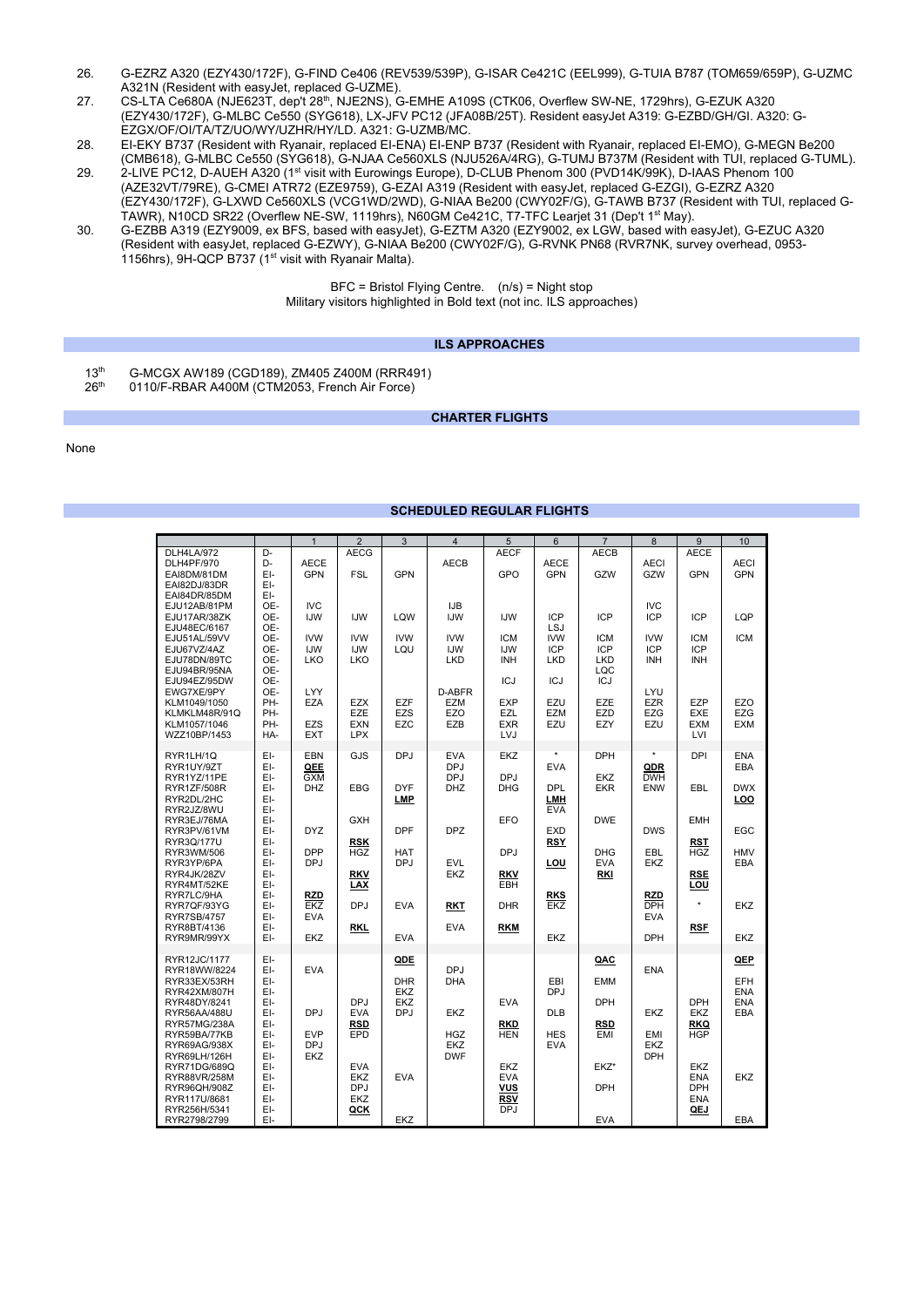26. G-EZRZ A320 (EZY430/172F), G-FIND Ce406 (REV539/539P), G-ISAR Ce421C (EEL999), G-TUIA B787 (TOM659/659P), G-UZMC A321N (Resident with easyJet, replaced G-UZME).
27. CS-LTA Ce680A (NJE623T, dep't 28th, NJE2NS), G-EMHE A109S (CTK06, Overflew SW-NE, 1729hrs), G-EZUK A320 (EZY430/172F), G-MLBC Ce550 (SYG618), LX-JFV PC12 (JFA08B/25T). Resident easyJet A319: G-EZBD/GH/GI. A320: G-EZGX/OF/OI/TA/TZ/UO/WY/UZHR/HY/LD. A321: G-UZMB/MC.
28. EI-EKY B737 (Resident with Ryanair, replaced EI-ENA) EI-ENP B737 (Resident with Ryanair, replaced EI-EMO), G-MEGN Be200 (CMB618), G-MLBC Ce550 (SYG618), G-NJAA Ce560XLS (NJU526A/4RG), G-TUMJ B737M (Resident with TUI, replaced G-TUML).
29. 2-LIVE PC12, D-AUEH A320 (1st visit with Eurowings Europe), D-CLUB Phenom 300 (PVD14K/99K), D-IAAS Phenom 100 (AZE32VT/79RE), G-CMEI ATR72 (EZE9759), G-EZAI A319 (Resident with easyJet, replaced G-EZGI), G-EZRZ A320 (EZY430/172F), G-LXWD Ce560XLS (VCG1WD/2WD), G-NIAA Be200 (CWY02F/G), G-TAWB B737 (Resident with TUI, replaced G-TAWR), N10CD SR22 (Overflew NE-SW, 1119hrs), N60GM Ce421C, T7-TFC Learjet 31 (Dep't 1st May).
30. G-EZBB A319 (EZY9009, ex BFS, based with easyJet), G-EZTM A320 (EZY9002, ex LGW, based with easyJet), G-EZUC A320 (Resident with easyJet, replaced G-EZWY), G-NIAA Be200 (CWY02F/G), G-RVNK PN68 (RVR7NK, survey overhead, 0953-1156hrs), 9H-QCP B737 (1st visit with Ryanair Malta).

BFC = Bristol Flying Centre. (n/s) = Night stop

Military visitors highlighted in Bold text (not inc. ILS approaches)

## ILS APPROACHES

13th G-MCGX AW189 (CGD189), ZM405 Z400M (RRR491)

26th 0110/F-RBAR A400M (CTM2053, French Air Force)

## CHARTER FLIGHTS

None

## SCHEDULED REGULAR FLIGHTS

| | | 1 | 2 | 3 | 4 | 5 | 6 | 7 | 8 | 9 | 10 |
|---|---|---|---|---|---|---|---|---|---|---|---|
| DLH4LA/972 | D- | | AECG | | | AECF | | AECB | | AECE | |
| DLH4PF/970 | D- | AECE | | | AECB | | AECE | | AECI | | AECI |
| EAI8DM/81DM | EI- | GPN | FSL | GPN | | GPO | GPN | GZW | GZW | GPN | GPN |
| EAI82DJ/83DR | EI- | | | | | | | | | | |
| EAI84DR/85DM | EI- | | | | | | | | | | |
| EJU12AB/81PM | OE- | IVC | | | IJB | | | | IVC | | |
| EJU17AR/38ZK | OE- | IJW | IJW | LQW | IJW | IJW | ICP | ICP | ICP | ICP | LQP |
| EJU48EC/6167 | OE- | | | | | | LSJ | | | | |
| EJU51AL/59VV | OE- | IVW | IVW | IVW | IVW | ICM | IVW | ICM | IVW | ICM | ICM |
| EJU67VZ/4AZ | OE- | IJW | IJW | LQU | IJW | IJW | ICP | ICP | ICP | ICP | |
| EJU78DN/89TC | OE- | LKO | LKO | | LKD | INH | LKD | LKD | INH | INH | |
| EJU94BR/95NA | OE- | | | | | | | LQC | | | |
| EJU94EZ/95DW | OE- | | | | | ICJ | ICJ | ICJ | | | |
| EWG7XE/9PY | OE- | LYY | | | D-ABFR | | | | LYU | | |
| KLM1049/1050 | PH- | EZA | EZX | EZF | EZM | EXP | EZU | EZE | EZR | EZP | EZO |
| KLMKLM48R/91Q | PH- | | EZE | EZS | EZO | EZL | EZM | EZD | EZG | EXE | EZG |
| KLM1057/1046 | PH- | EZS | EXN | EZC | EZB | EXR | EZU | EZY | EZU | EXM | EXM |
| WZZ10BP/1453 | HA- | EXT | LPX | | | LVJ | | | | LVI | |
| | | | | | | | | | | | |
| RYR1LH/1Q | EI- | EBN | GJS | DPJ | EVA | EKZ | * | DPH | * | DPI | ENA |
| RYR1UY/9ZT | EI- | **QEE** | | | DPJ | | EVA | | **QDR** | | EBA |
| RYR1YZ/11PE | EI- | GXM | | | DPJ | DPJ | | EKZ | DWH | | |
| RYR1ZF/508R | EI- | DHZ | EBG | DYF | DHZ | DHG | DPL | EKR | ENW | EBL | DWX |
| RYR2DL/2HC | EI- | | | **LMP** | | | **LMH** | | | | **LOO** |
| RYR2JZ/8WU | EI- | | | | | | EVA | | | | |
| RYR3EJ/76MA | EI- | | GXH | | | EFO | | DWE | | EMH | |
| RYR3PV/61VM | EI- | DYZ | | DPF | DPZ | | EXD | | DWS | | EGC |
| RYR3Q/177U | EI- | | **RSK** | | | | **RSY** | | | **RST** | |
| RYR3WM/506 | EI- | DPP | HGZ | HAT | | DPJ | | DHG | EBL | HGZ | HMV |
| RYR3YP/6PA | EI- | DPJ | | DPJ | EVL | | **LOU** | EVA | EKZ | | EBA |
| RYR4JK/28ZV | EI- | | **RKV** | | EKZ | **RKV** | | **RKI** | | **RSE** | |
| RYR4MT/52KE | EI- | | **LAX** | | | EBH | | | | **LOU** | |
| RYR7LC/9HA | EI- | **RZD** | | | | | **RKS** | | **RZD** | | |
| RYR7QF/93YG | EI- | EKZ | DPJ | EVA | **RKT** | DHR | EKZ | | DPH | * | EKZ |
| RYR7SB/4757 | EI- | EVA | | | | | | | EVA | | |
| RYR8BT/4136 | EI- | | **RKL** | | EVA | **RKM** | | | | **RSF** | |
| RYR9MR/99YX | EI- | EKZ | | EVA | | | EKZ | | DPH | | EKZ |
| | | | | | | | | | | | |
| RYR12JC/1177 | EI- | | | **QDE** | | | | **QAC** | | | **QEP** |
| RYR18WW/8224 | EI- | EVA | | | DPJ | | | | ENA | | |
| RYR33EX/53RH | EI- | | | DHR | DHA | | EBI | EMM | | | EFH |
| RYR42XM/807H | EI- | | | EKZ | | | DPJ | | | | ENA |
| RYR48DY/8241 | EI- | | DPJ | EKZ | | EVA | | DPH | | DPH | ENA |
| RYR56AA/488U | EI- | DPJ | EVA | DPJ | EKZ | | DLB | | EKZ | EKZ | EBA |
| RYR57MG/238A | EI- | | **RSD** | | | **RKD** | | **RSD** | | **RKQ** | |
| RYR59BA/77KB | EI- | EVP | EPD | | HGZ | HEN | HES | EMI | EMI | HGP | |
| RYR69AG/938X | EI- | DPJ | | | EKZ | | EVA | | EKZ | | |
| RYR69LH/126H | EI- | EKZ | | | DWF | | | | DPH | | |
| RYR71DG/689Q | EI- | | EVA | | | EKZ | | EKZ* | | EKZ | |
| RYR88VR/258M | EI- | | EKZ | EVA | | EVA | | | | ENA | EKZ |
| RYR96QH/908Z | EI- | | DPJ | | | **VUS** | | DPH | | DPH | |
| RYR117U/8681 | EI- | | EKZ | | | **RSV** | | | | ENA | |
| RYR256H/5341 | EI- | | **QCK** | | | DPJ | | | | **QEJ** | |
| RYR2798/2799 | EI- | | | EKZ | | | | EVA | | | EBA |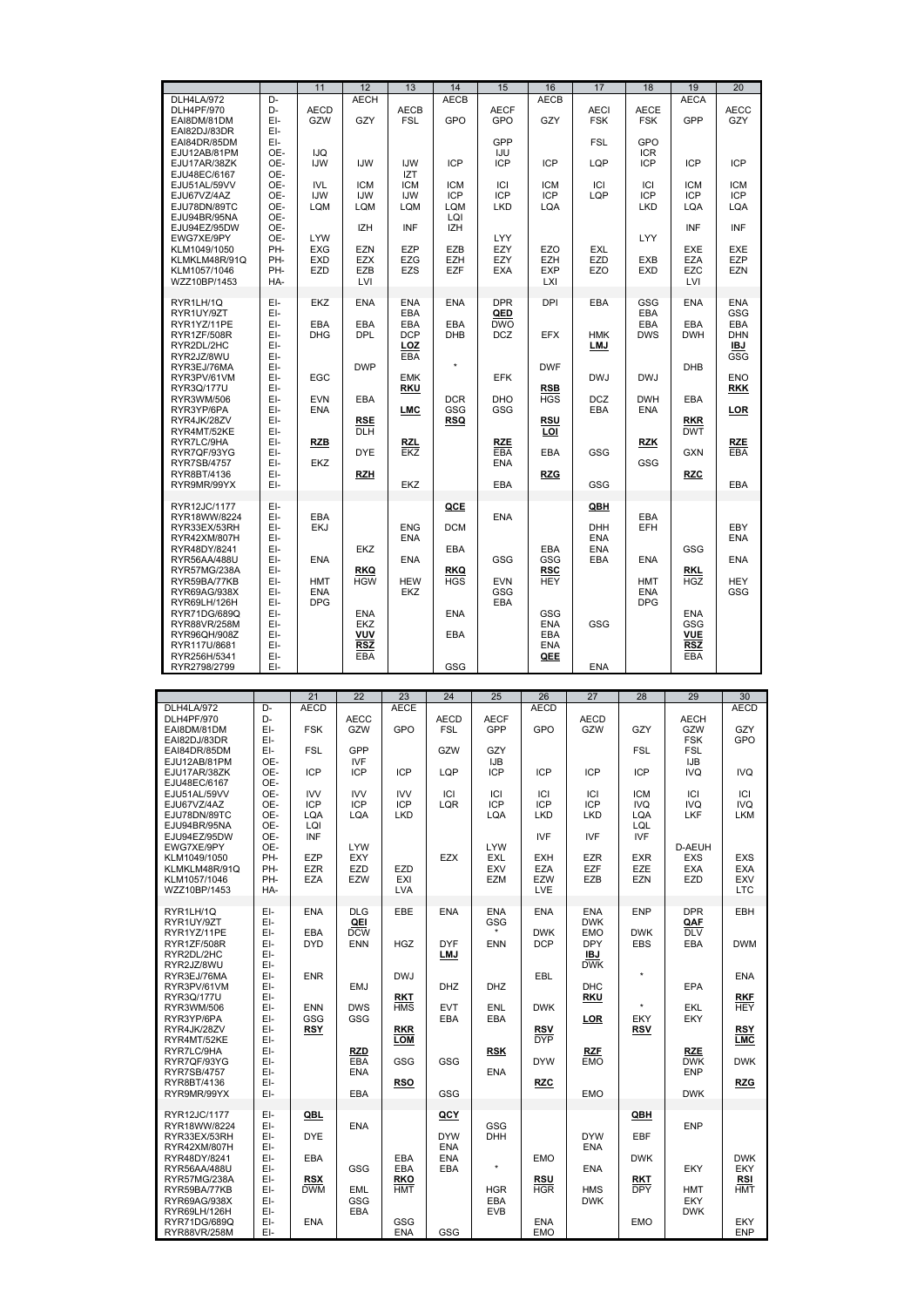| | | 11 | 12 | 13 | 14 | 15 | 16 | 17 | 18 | 19 | 20 |
|---|---|---|---|---|---|---|---|---|---|---|---|
| DLH4LA/972 | D- | | AECH | | AECB | | AECB | | | AECA | |
| DLH4PF/970 | D- | AECD | | AECB | | AECF | | AECI | AECE | | AECC |
| EAI8DM/81DM | EI- | GZW | GZY | FSL | GPO | GPO | GZY | FSK | FSK | GPP | GZY |
| EAI82DJ/83DR | EI- | | | | | | | | | | |
| EAI84DR/85DM | EI- | | | | | GPP | | FSL | GPO | | |
| EJU12AB/81PM | OE- | IJQ | | | | IJU | | | ICR | | |
| EJU17AR/38ZK | OE- | IJW | IJW | IJW | ICP | ICP | ICP | LQP | ICP | ICP | ICP |
| EJU48EC/6167 | OE- | | | IZT | | | | | | | |
| EJU51AL/59VV | OE- | IVL | ICM | ICM | ICM | ICI | ICM | ICI | ICI | ICM | ICM |
| EJU67VZ/4AZ | OE- | IJW | IJW | IJW | ICP | ICP | ICP | LQP | ICP | ICP | ICP |
| EJU78DN/89TC | OE- | LQM | LQM | LQM | LQM | LKD | LQA | | LKD | LQA | LQA |
| EJU94BR/95NA | OE- | | | | LQI | | | | | | |
| EJU94EZ/95DW | OE- | | IZH | INF | IZH | | | | | INF | INF |
| EWG7XE/9PY | OE- | LYW | | | | LYY | | | LYY | | |
| KLM1049/1050 | PH- | EXG | EZN | EZP | EZB | EZY | EZO | EXL | | EXE | EXE |
| KLMKLM48R/91Q | PH- | EXD | EZX | EZG | EZH | EZY | EZH | EZD | EXB | EZA | EZP |
| KLM1057/1046 | PH- | EZD | EZB | EZS | EZF | EXA | EXP | EZO | EXD | EZC | EZN |
| WZZ10BP/1453 | HA- | | LVI | | | | LXI | | | LVI | |
| RYR1LH/1Q | EI- | EKZ | ENA | ENA | ENA | DPR | DPI | EBA | GSG | ENA | ENA |
| RYR1UY/9ZT | EI- | | | EBA | | QED | | | EBA | | GSG |
| RYR1YZ/11PE | EI- | EBA | EBA | EBA | EBA | DWO | | | EBA | EBA | EBA |
| RYR1ZF/508R | EI- | DHG | DPL | DCP | DHB | DCZ | EFX | HMK | DWS | DWH | DHN |
| RYR2DL/2HC | EI- | | | LOZ | | | | LMJ | | | IBJ |
| RYR2JZ/8WU | EI- | | | EBA | | | | | | | GSG |
| RYR3EJ/76MA | EI- | | DWP | | * | | DWF | | | DHB | |
| RYR3PV/61VM | EI- | EGC | | EMK | | EFK | | DWJ | DWJ | | ENO |
| RYR3Q/177U | EI- | | | RKU | | | RSB | | | | RKK |
| RYR3WM/506 | EI- | EVN | EBA | | DCR | DHO | HGS | DCZ | DWH | EBA | |
| RYR3YP/6PA | EI- | ENA | | LMC | GSG | GSG | | EBA | ENA | | LOR |
| RYR4JK/28ZV | EI- | | RSE | | RSQ | | RSU | | | RKR | |
| RYR4MT/52KE | EI- | | DLH | | | | LOI | | | DWT | |
| RYR7LC/9HA | EI- | RZB | | RZL | | RZE | | | RZK | | RZE |
| RYR7QF/93YG | EI- | | DYE | EKZ | | EBA | EBA | GSG | | GXN | EBA |
| RYR7SB/4757 | EI- | EKZ | | | | ENA | | | GSG | | |
| RYR8BT/4136 | EI- | | RZH | | | | RZG | | | RZC | |
| RYR9MR/99YX | EI- | | | EKZ | | EBA | | GSG | | | EBA |
| RYR12JC/1177 | EI- | | | | QCE | | | QBH | | | |
| RYR18WW/8224 | EI- | EBA | | | | ENA | | | EBA | | |
| RYR33EX/53RH | EI- | EKJ | | ENG | DCM | | | DHH | EFH | | EBY |
| RYR42XM/807H | EI- | | | ENA | | | | ENA | | | ENA |
| RYR48DY/8241 | EI- | | EKZ | | EBA | | EBA | ENA | | GSG | |
| RYR56AA/488U | EI- | ENA | | ENA | | GSG | GSG | EBA | ENA | | ENA |
| RYR57MG/238A | EI- | | RKQ | | RKQ | | RSC | | | RKL | |
| RYR59BA/77KB | EI- | HMT | HGW | HEW | HGS | EVN | HEY | | HMT | HGZ | HEY |
| RYR69AG/938X | EI- | ENA | | EKZ | | GSG | | | ENA | | GSG |
| RYR69LH/126H | EI- | DPG | | | | EBA | | | DPG | | |
| RYR71DG/689Q | EI- | | ENA | | ENA | | GSG | | | ENA | |
| RYR88VR/258M | EI- | | EKZ | | | | ENA | GSG | | GSG | |
| RYR96QH/908Z | EI- | | VUV | | EBA | | EBA | | | VUE | |
| RYR117U/8681 | EI- | | RSZ | | | | ENA | | | RSZ | |
| RYR256H/5341 | EI- | | EBA | | | | QEE | | | EBA | |
| RYR2798/2799 | EI- | | | | GSG | | | ENA | | | |

| | | 21 | 22 | 23 | 24 | 25 | 26 | 27 | 28 | 29 | 30 |
|---|---|---|---|---|---|---|---|---|---|---|---|
| DLH4LA/972 | D- | AECD | | AECE | | | AECD | | | | AECD |
| DLH4PF/970 | D- | | AECC | | AECD | AECF | | AECD | | AECH | |
| EAI8DM/81DM | EI- | FSK | GZW | GPO | FSL | GPP | GPO | GZW | GZY | GZW | GZY |
| EAI82DJ/83DR | EI- | | | | | | | | | FSK | GPO |
| EAI84DR/85DM | EI- | FSL | GPP | | GZW | GZY | | | FSL | FSL | |
| EJU12AB/81PM | OE- | | IVF | | | IJB | | | | IJB | |
| EJU17AR/38ZK | OE- | ICP | ICP | ICP | LQP | ICP | ICP | ICP | ICP | IVQ | IVQ |
| EJU48EC/6167 | OE- | | | | | | | | | | |
| EJU51AL/59VV | OE- | IVV | IVV | IVV | ICI | ICI | ICI | ICI | ICM | ICI | ICI |
| EJU67VZ/4AZ | OE- | ICP | ICP | ICP | LQR | ICP | ICP | ICP | IVQ | IVQ | IVQ |
| EJU78DN/89TC | OE- | LQA | LQA | LKD | | LQA | LKD | LKD | LQA | LKF | LKM |
| EJU94BR/95NA | OE- | LQI | | | | | | | LQL | | |
| EJU94EZ/95DW | OE- | INF | | | | | IVF | IVF | IVF | | |
| EWG7XE/9PY | OE- | | LYW | | | LYW | | | | D-AEUH | |
| KLM1049/1050 | PH- | EZP | EXY | | EZX | EXL | EXH | EZR | EXR | EXS | EXS |
| KLMKLM48R/91Q | PH- | EZR | EZD | EZD | | EXV | EZA | EZF | EZE | EXA | EXA |
| KLM1057/1046 | PH- | EZA | EZW | EXI | | EZM | EZW | EZB | EZN | EZD | EXV |
| WZZ10BP/1453 | HA- | | | LVA | | | LVE | | | | LTC |
| RYR1LH/1Q | EI- | ENA | DLG | EBE | ENA | ENA | ENA | ENA | ENP | DPR | EBH |
| RYR1UY/9ZT | EI- | | QEI | | | GSG | | DWK | | QAF | |
| RYR1YZ/11PE | EI- | EBA | DCW | | | * | DWK | EMO | DWK | DLV | |
| RYR1ZF/508R | EI- | DYD | ENN | HGZ | DYF | ENN | DCP | DPY | EBS | EBA | DWM |
| RYR2DL/2HC | EI- | | | | LMJ | | | IBJ | | | |
| RYR2JZ/8WU | EI- | | | | | | | DWK | | | |
| RYR3EJ/76MA | EI- | ENR | | DWJ | | | EBL | | * | | ENA |
| RYR3PV/61VM | EI- | | EMJ | | DHZ | DHZ | | DHC | | EPA | |
| RYR3Q/177U | EI- | | | RKT | | | | RKU | | | RKF |
| RYR3WM/506 | EI- | ENN | DWS | HMS | EVT | ENL | DWK | | * | EKL | HEY |
| RYR3YP/6PA | EI- | GSG | GSG | | EBA | EBA | | LOR | EKY | EKY | |
| RYR4JK/28ZV | EI- | RSY | | RKR | | | RSV | | RSV | | RSY |
| RYR4MT/52KE | EI- | | | LOM | | | DYP | | | | LMC |
| RYR7LC/9HA | EI- | | RZD | | | RSK | | RZF | | RZE | |
| RYR7QF/93YG | EI- | | EBA | GSG | GSG | | DYW | EMO | | DWK | DWK |
| RYR7SB/4757 | EI- | | ENA | | | ENA | | | | ENP | |
| RYR8BT/4136 | EI- | | | RSO | | | RZC | | | | RZG |
| RYR9MR/99YX | EI- | | EBA | | GSG | | | EMO | | DWK | |
| RYR12JC/1177 | EI- | QBL | | | QCY | | | | QBH | | |
| RYR18WW/8224 | EI- | | ENA | | | GSG | | | | ENP | |
| RYR33EX/53RH | EI- | DYE | | | DYW | DHH | | DYW | EBF | | |
| RYR42XM/807H | EI- | | | | ENA | | | ENA | | | |
| RYR48DY/8241 | EI- | EBA | | EBA | ENA | | EMO | | DWK | | DWK |
| RYR56AA/488U | EI- | | GSG | EBA | EBA | * | | ENA | | EKY | EKY |
| RYR57MG/238A | EI- | RSX | | RKO | | | RSU | | RKT | | RSI |
| RYR59BA/77KB | EI- | DWM | EML | HMT | | HGR | HGR | HMS | DPY | HMT | HMT |
| RYR69AG/938X | EI- | | GSG | | | EBA | | DWK | | EKY | |
| RYR69LH/126H | EI- | | EBA | | | EVB | | | | DWK | |
| RYR71DG/689Q | EI- | ENA | | GSG | | | ENA | | EMO | | EKY |
| RYR88VR/258M | EI- | | | ENA | GSG | | EMO | | | | ENP |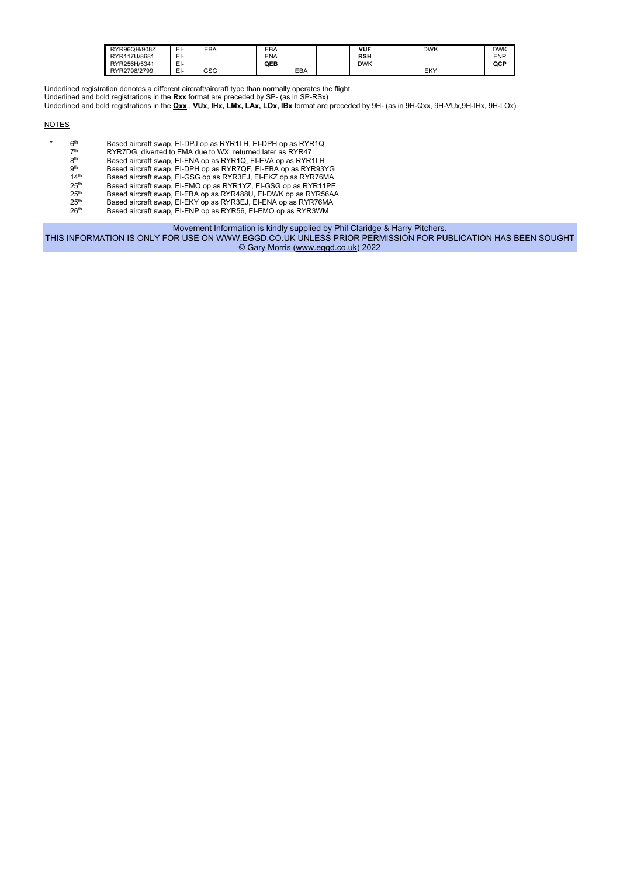| | | | | | | | | | | | |
|---|---|---|---|---|---|---|---|---|---|---|---|
| RYR96QH/908Z | EI- | EBA | | EBA | | | **VUF** | | DWK | | DWK |
| RYR117U/8681 | EI- | | | ENA | | | **RSH** | | | | ENP |
| RYR256H/5341 | EI- | | | **QEB** | | | DWK | | | | **QCP** |
| RYR2798/2799 | EI- | GSG | | | EBA | | | | EKY | | |

Underlined registration denotes a different aircraft/aircraft type than normally operates the flight.
Underlined and bold registrations in the **Rxx** format are preceded by SP- (as in SP-RSx)
Underlined and bold registrations in the **Qxx** , **VUx**, **IHx, LMx, LAx, LOx, IBx** format are preceded by 9H- (as in 9H-Qxx, 9H-VUx,9H-IHx, 9H-LOx).

NOTES

| | | |
|---|---|---|
| * | 6th | Based aircraft swap, EI-DPJ op as RYR1LH, EI-DPH op as RYR1Q. |
| | 7th | RYR7DG, diverted to EMA due to WX, returned later as RYR47 |
| | 8th | Based aircraft swap, EI-ENA op as RYR1Q, EI-EVA op as RYR1LH |
| | 9th | Based aircraft swap, EI-DPH op as RYR7QF, EI-EBA op as RYR93YG |
| | 14th | Based aircraft swap, EI-GSG op as RYR3EJ, EI-EKZ op as RYR76MA |
| | 25th | Based aircraft swap, EI-EMO op as RYR1YZ, EI-GSG op as RYR11PE |
| | 25th | Based aircraft swap, EI-EBA op as RYR488U, EI-DWK op as RYR56AA |
| | 25th | Based aircraft swap, EI-EKY op as RYR3EJ, EI-ENA op as RYR76MA |
| | 26th | Based aircraft swap, EI-ENP op as RYR56, EI-EMO op as RYR3WM |

Movement Information is kindly supplied by Phil Claridge & Harry Pitchers.
THIS INFORMATION IS ONLY FOR USE ON WWW.EGGD.CO.UK UNLESS PRIOR PERMISSION FOR PUBLICATION HAS BEEN SOUGHT
© Gary Morris (www.eggd.co.uk) 2022